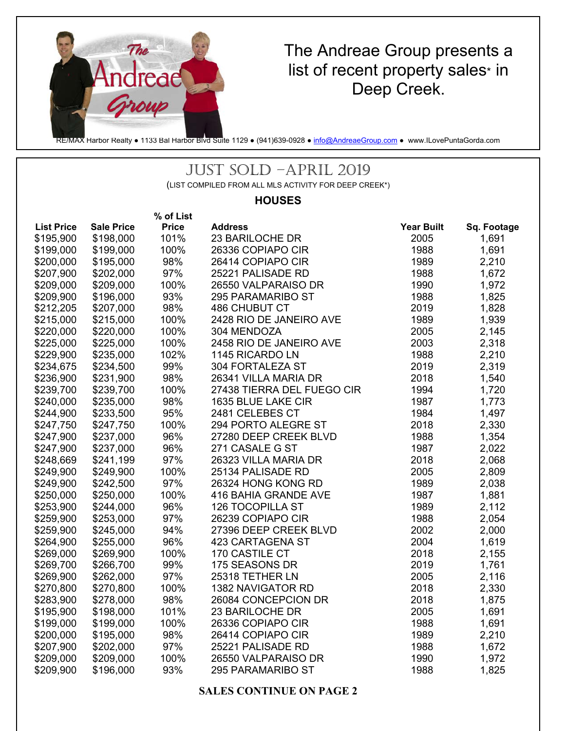The Andreae Group presents a list of recent property sales* in Deep Creek.

RE/MAX Harbor Realty ● 1133 Bal Harbor Blvd Suite 1129 ● (941)639-0928 ● info@AndreaeGroup.com ● www.ILovePuntaGorda.com

# JUST SOLD –APRIL 2019

(LIST COMPILED FROM ALL MLS ACTIVITY FOR DEEP CREEK*)

## HOUSES

| List Price | Sale Price | % of List Price | Address | Year Built | Sq. Footage |
|---|---|---|---|---|---|
| $195,900 | $198,000 | 101% | 23 BARILOCHE DR | 2005 | 1,691 |
| $199,000 | $199,000 | 100% | 26336 COPIAPO CIR | 1988 | 1,691 |
| $200,000 | $195,000 | 98% | 26414 COPIAPO CIR | 1989 | 2,210 |
| $207,900 | $202,000 | 97% | 25221 PALISADE RD | 1988 | 1,672 |
| $209,000 | $209,000 | 100% | 26550 VALPARAISO DR | 1990 | 1,972 |
| $209,900 | $196,000 | 93% | 295 PARAMARIBO ST | 1988 | 1,825 |
| $212,205 | $207,000 | 98% | 486 CHUBUT CT | 2019 | 1,828 |
| $215,000 | $215,000 | 100% | 2428 RIO DE JANEIRO AVE | 1989 | 1,939 |
| $220,000 | $220,000 | 100% | 304 MENDOZA | 2005 | 2,145 |
| $225,000 | $225,000 | 100% | 2458 RIO DE JANEIRO AVE | 2003 | 2,318 |
| $229,900 | $235,000 | 102% | 1145 RICARDO LN | 1988 | 2,210 |
| $234,675 | $234,500 | 99% | 304 FORTALEZA ST | 2019 | 2,319 |
| $236,900 | $231,900 | 98% | 26341 VILLA MARIA DR | 2018 | 1,540 |
| $239,700 | $239,700 | 100% | 27438 TIERRA DEL FUEGO CIR | 1994 | 1,720 |
| $240,000 | $235,000 | 98% | 1635 BLUE LAKE CIR | 1987 | 1,773 |
| $244,900 | $233,500 | 95% | 2481 CELEBES CT | 1984 | 1,497 |
| $247,750 | $247,750 | 100% | 294 PORTO ALEGRE ST | 2018 | 2,330 |
| $247,900 | $237,000 | 96% | 27280 DEEP CREEK BLVD | 1988 | 1,354 |
| $247,900 | $237,000 | 96% | 271 CASALE G ST | 1987 | 2,022 |
| $248,669 | $241,199 | 97% | 26323 VILLA MARIA DR | 2018 | 2,068 |
| $249,900 | $249,900 | 100% | 25134 PALISADE RD | 2005 | 2,809 |
| $249,900 | $242,500 | 97% | 26324 HONG KONG RD | 1989 | 2,038 |
| $250,000 | $250,000 | 100% | 416 BAHIA GRANDE AVE | 1987 | 1,881 |
| $253,900 | $244,000 | 96% | 126 TOCOPILLA ST | 1989 | 2,112 |
| $259,900 | $253,000 | 97% | 26239 COPIAPO CIR | 1988 | 2,054 |
| $259,900 | $245,000 | 94% | 27396 DEEP CREEK BLVD | 2002 | 2,000 |
| $264,900 | $255,000 | 96% | 423 CARTAGENA ST | 2004 | 1,619 |
| $269,000 | $269,900 | 100% | 170 CASTILE CT | 2018 | 2,155 |
| $269,700 | $266,700 | 99% | 175 SEASONS DR | 2019 | 1,761 |
| $269,900 | $262,000 | 97% | 25318 TETHER LN | 2005 | 2,116 |
| $270,800 | $270,800 | 100% | 1382 NAVIGATOR RD | 2018 | 2,330 |
| $283,900 | $278,000 | 98% | 26084 CONCEPCION DR | 2018 | 1,875 |
| $195,900 | $198,000 | 101% | 23 BARILOCHE DR | 2005 | 1,691 |
| $199,000 | $199,000 | 100% | 26336 COPIAPO CIR | 1988 | 1,691 |
| $200,000 | $195,000 | 98% | 26414 COPIAPO CIR | 1989 | 2,210 |
| $207,900 | $202,000 | 97% | 25221 PALISADE RD | 1988 | 1,672 |
| $209,000 | $209,000 | 100% | 26550 VALPARAISO DR | 1990 | 1,972 |
| $209,900 | $196,000 | 93% | 295 PARAMARIBO ST | 1988 | 1,825 |

**SALES CONTINUE ON PAGE 2**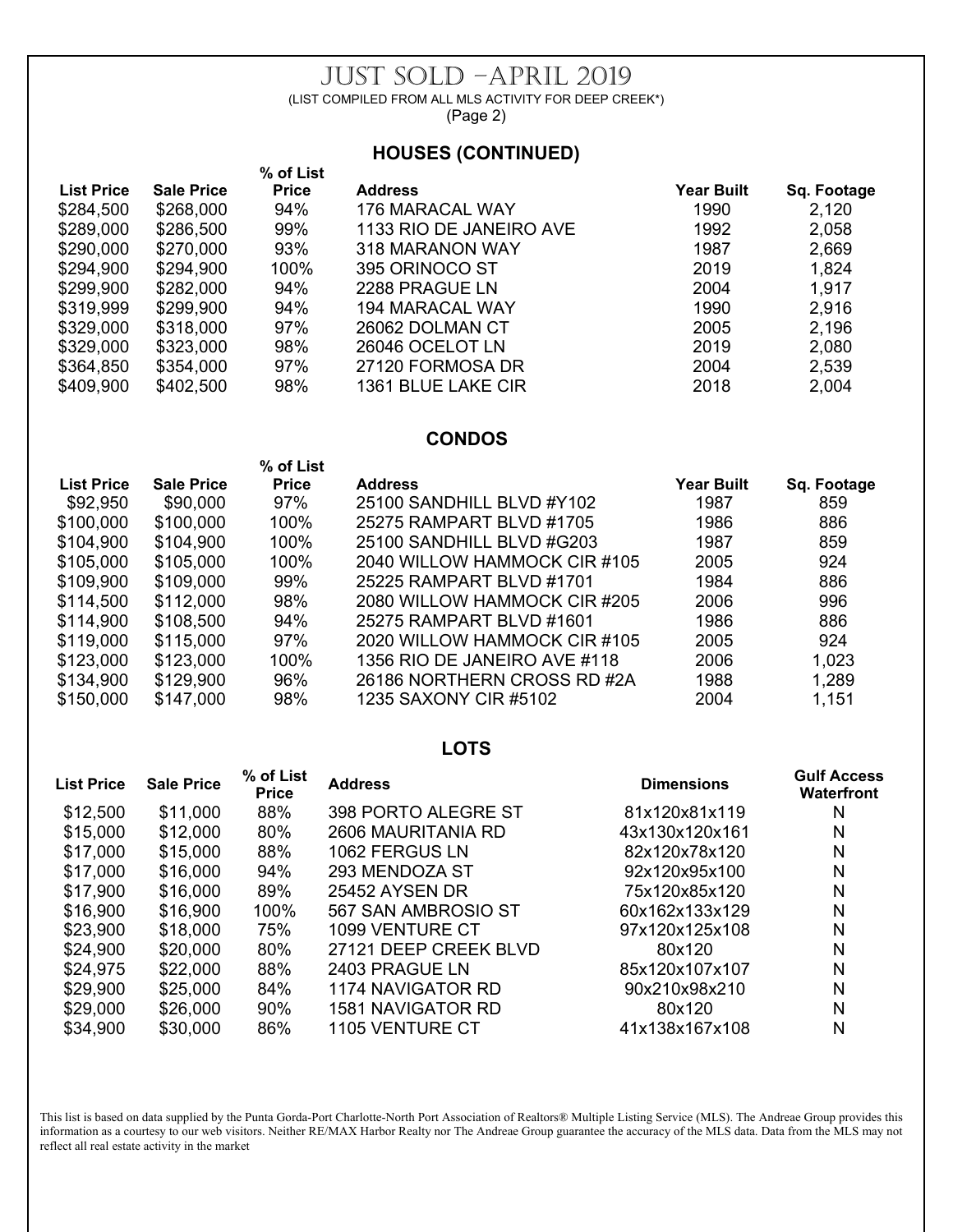# JUST SOLD –APRIL 2019

(LIST COMPILED FROM ALL MLS ACTIVITY FOR DEEP CREEK*)

(Page 2)

## HOUSES (CONTINUED)

| List Price | Sale Price | % of List Price | Address | Year Built | Sq. Footage |
|---|---|---|---|---|---|
| $284,500 | $268,000 | 94% | 176 MARACAL WAY | 1990 | 2,120 |
| $289,000 | $286,500 | 99% | 1133 RIO DE JANEIRO AVE | 1992 | 2,058 |
| $290,000 | $270,000 | 93% | 318 MARANON WAY | 1987 | 2,669 |
| $294,900 | $294,900 | 100% | 395 ORINOCO ST | 2019 | 1,824 |
| $299,900 | $282,000 | 94% | 2288 PRAGUE LN | 2004 | 1,917 |
| $319,999 | $299,900 | 94% | 194 MARACAL WAY | 1990 | 2,916 |
| $329,000 | $318,000 | 97% | 26062 DOLMAN CT | 2005 | 2,196 |
| $329,000 | $323,000 | 98% | 26046 OCELOT LN | 2019 | 2,080 |
| $364,850 | $354,000 | 97% | 27120 FORMOSA DR | 2004 | 2,539 |
| $409,900 | $402,500 | 98% | 1361 BLUE LAKE CIR | 2018 | 2,004 |

## CONDOS

| List Price | Sale Price | % of List Price | Address | Year Built | Sq. Footage |
|---|---|---|---|---|---|
| $92,950 | $90,000 | 97% | 25100 SANDHILL BLVD #Y102 | 1987 | 859 |
| $100,000 | $100,000 | 100% | 25275 RAMPART BLVD #1705 | 1986 | 886 |
| $104,900 | $104,900 | 100% | 25100 SANDHILL BLVD #G203 | 1987 | 859 |
| $105,000 | $105,000 | 100% | 2040 WILLOW HAMMOCK CIR #105 | 2005 | 924 |
| $109,900 | $109,000 | 99% | 25225 RAMPART BLVD #1701 | 1984 | 886 |
| $114,500 | $112,000 | 98% | 2080 WILLOW HAMMOCK CIR #205 | 2006 | 996 |
| $114,900 | $108,500 | 94% | 25275 RAMPART BLVD #1601 | 1986 | 886 |
| $119,000 | $115,000 | 97% | 2020 WILLOW HAMMOCK CIR #105 | 2005 | 924 |
| $123,000 | $123,000 | 100% | 1356 RIO DE JANEIRO AVE #118 | 2006 | 1,023 |
| $134,900 | $129,900 | 96% | 26186 NORTHERN CROSS RD #2A | 1988 | 1,289 |
| $150,000 | $147,000 | 98% | 1235 SAXONY CIR #5102 | 2004 | 1,151 |

## LOTS

| List Price | Sale Price | % of List Price | Address | Dimensions | Gulf Access Waterfront |
|---|---|---|---|---|---|
| $12,500 | $11,000 | 88% | 398 PORTO ALEGRE ST | 81x120x81x119 | N |
| $15,000 | $12,000 | 80% | 2606 MAURITANIA RD | 43x130x120x161 | N |
| $17,000 | $15,000 | 88% | 1062 FERGUS LN | 82x120x78x120 | N |
| $17,000 | $16,000 | 94% | 293 MENDOZA ST | 92x120x95x100 | N |
| $17,900 | $16,000 | 89% | 25452 AYSEN DR | 75x120x85x120 | N |
| $16,900 | $16,900 | 100% | 567 SAN AMBROSIO ST | 60x162x133x129 | N |
| $23,900 | $18,000 | 75% | 1099 VENTURE CT | 97x120x125x108 | N |
| $24,900 | $20,000 | 80% | 27121 DEEP CREEK BLVD | 80x120 | N |
| $24,975 | $22,000 | 88% | 2403 PRAGUE LN | 85x120x107x107 | N |
| $29,900 | $25,000 | 84% | 1174 NAVIGATOR RD | 90x210x98x210 | N |
| $29,000 | $26,000 | 90% | 1581 NAVIGATOR RD | 80x120 | N |
| $34,900 | $30,000 | 86% | 1105 VENTURE CT | 41x138x167x108 | N |

This list is based on data supplied by the Punta Gorda-Port Charlotte-North Port Association of Realtors® Multiple Listing Service (MLS). The Andreae Group provides this information as a courtesy to our web visitors. Neither RE/MAX Harbor Realty nor The Andreae Group guarantee the accuracy of the MLS data. Data from the MLS may not reflect all real estate activity in the market